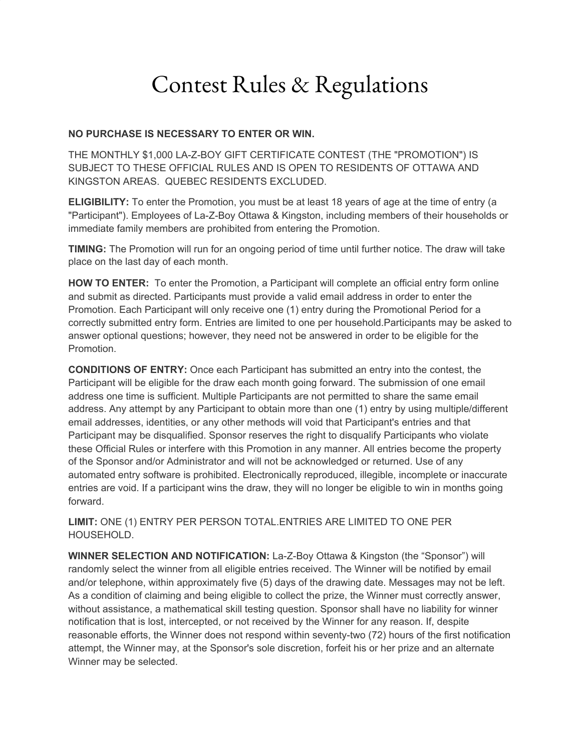# Contest Rules & Regulations

**NO PURCHASE IS NECESSARY TO ENTER OR WIN.**

THE MONTHLY $1,000 LA-Z-BOY GIFT CERTIFICATE CONTEST (THE "PROMOTION") IS SUBJECT TO THESE OFFICIAL RULES AND IS OPEN TO RESIDENTS OF OTTAWA AND KINGSTON AREAS. QUEBEC RESIDENTS EXCLUDED.

**ELIGIBILITY:** To enter the Promotion, you must be at least 18 years of age at the time of entry (a "Participant"). Employees of La-Z-Boy Ottawa & Kingston, including members of their households or immediate family members are prohibited from entering the Promotion.

**TIMING:** The Promotion will run for an ongoing period of time until further notice. The draw will take place on the last day of each month.

**HOW TO ENTER:** To enter the Promotion, a Participant will complete an official entry form online and submit as directed. Participants must provide a valid email address in order to enter the Promotion. Each Participant will only receive one (1) entry during the Promotional Period for a correctly submitted entry form. Entries are limited to one per household.Participants may be asked to answer optional questions; however, they need not be answered in order to be eligible for the Promotion.

**CONDITIONS OF ENTRY:** Once each Participant has submitted an entry into the contest, the Participant will be eligible for the draw each month going forward. The submission of one email address one time is sufficient. Multiple Participants are not permitted to share the same email address. Any attempt by any Participant to obtain more than one (1) entry by using multiple/different email addresses, identities, or any other methods will void that Participant's entries and that Participant may be disqualified. Sponsor reserves the right to disqualify Participants who violate these Official Rules or interfere with this Promotion in any manner. All entries become the property of the Sponsor and/or Administrator and will not be acknowledged or returned. Use of any automated entry software is prohibited. Electronically reproduced, illegible, incomplete or inaccurate entries are void. If a participant wins the draw, they will no longer be eligible to win in months going forward.

**LIMIT:** ONE (1) ENTRY PER PERSON TOTAL.ENTRIES ARE LIMITED TO ONE PER HOUSEHOLD.

**WINNER SELECTION AND NOTIFICATION:** La-Z-Boy Ottawa & Kingston (the "Sponsor") will randomly select the winner from all eligible entries received. The Winner will be notified by email and/or telephone, within approximately five (5) days of the drawing date. Messages may not be left. As a condition of claiming and being eligible to collect the prize, the Winner must correctly answer, without assistance, a mathematical skill testing question. Sponsor shall have no liability for winner notification that is lost, intercepted, or not received by the Winner for any reason. If, despite reasonable efforts, the Winner does not respond within seventy-two (72) hours of the first notification attempt, the Winner may, at the Sponsor's sole discretion, forfeit his or her prize and an alternate Winner may be selected.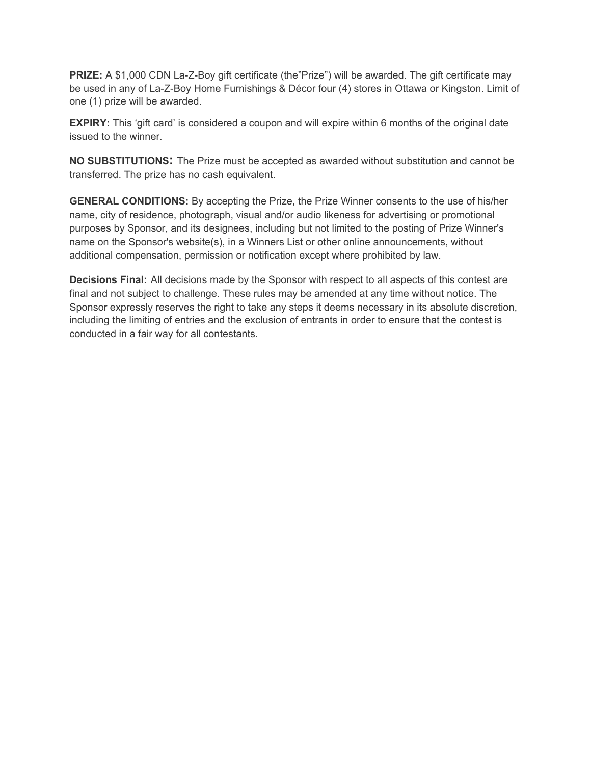**PRIZE:** A $1,000 CDN La-Z-Boy gift certificate (the”Prize”) will be awarded. The gift certificate may be used in any of La-Z-Boy Home Furnishings & Décor four (4) stores in Ottawa or Kingston. Limit of one (1) prize will be awarded.

**EXPIRY:** This ‘gift card’ is considered a coupon and will expire within 6 months of the original date issued to the winner.

**NO SUBSTITUTIONS:** The Prize must be accepted as awarded without substitution and cannot be transferred. The prize has no cash equivalent.

**GENERAL CONDITIONS:** By accepting the Prize, the Prize Winner consents to the use of his/her name, city of residence, photograph, visual and/or audio likeness for advertising or promotional purposes by Sponsor, and its designees, including but not limited to the posting of Prize Winner's name on the Sponsor's website(s), in a Winners List or other online announcements, without additional compensation, permission or notification except where prohibited by law.

**Decisions Final:** All decisions made by the Sponsor with respect to all aspects of this contest are final and not subject to challenge. These rules may be amended at any time without notice. The Sponsor expressly reserves the right to take any steps it deems necessary in its absolute discretion, including the limiting of entries and the exclusion of entrants in order to ensure that the contest is conducted in a fair way for all contestants.